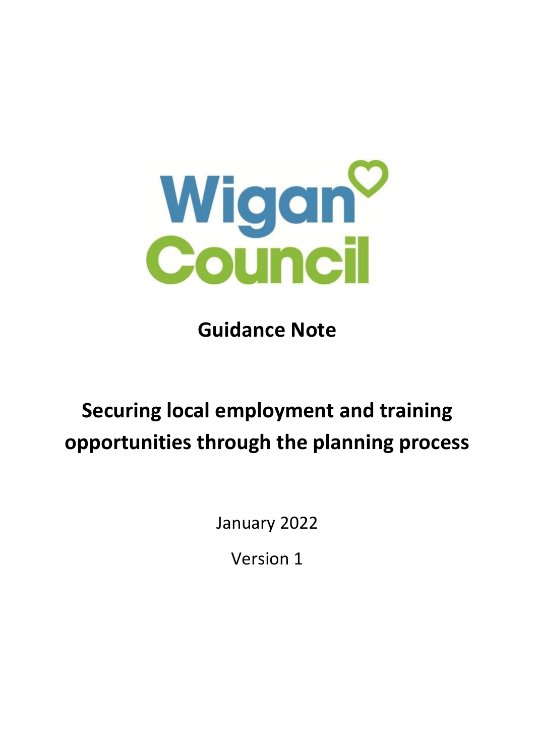Wigan Council

# Guidance Note

# Securing local employment and training opportunities through the planning process

January 2022

Version 1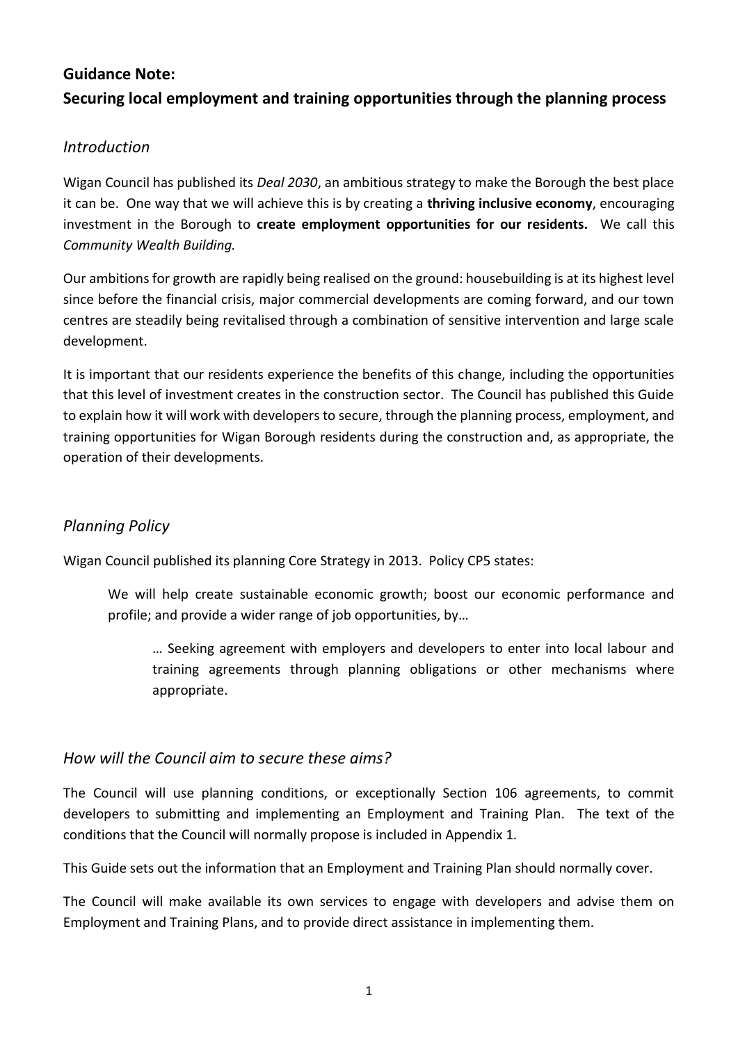## Guidance Note:
## Securing local employment and training opportunities through the planning process

### *Introduction*

Wigan Council has published its *Deal 2030*, an ambitious strategy to make the Borough the best place it can be. One way that we will achieve this is by creating a **thriving inclusive economy**, encouraging investment in the Borough to **create employment opportunities for our residents.** We call this *Community Wealth Building.*

Our ambitions for growth are rapidly being realised on the ground: housebuilding is at its highest level since before the financial crisis, major commercial developments are coming forward, and our town centres are steadily being revitalised through a combination of sensitive intervention and large scale development.

It is important that our residents experience the benefits of this change, including the opportunities that this level of investment creates in the construction sector. The Council has published this Guide to explain how it will work with developers to secure, through the planning process, employment, and training opportunities for Wigan Borough residents during the construction and, as appropriate, the operation of their developments.

### *Planning Policy*

Wigan Council published its planning Core Strategy in 2013. Policy CP5 states:

> We will help create sustainable economic growth; boost our economic performance and profile; and provide a wider range of job opportunities, by…
>
> > … Seeking agreement with employers and developers to enter into local labour and training agreements through planning obligations or other mechanisms where appropriate.

### *How will the Council aim to secure these aims?*

The Council will use planning conditions, or exceptionally Section 106 agreements, to commit developers to submitting and implementing an Employment and Training Plan. The text of the conditions that the Council will normally propose is included in Appendix 1.

This Guide sets out the information that an Employment and Training Plan should normally cover.

The Council will make available its own services to engage with developers and advise them on Employment and Training Plans, and to provide direct assistance in implementing them.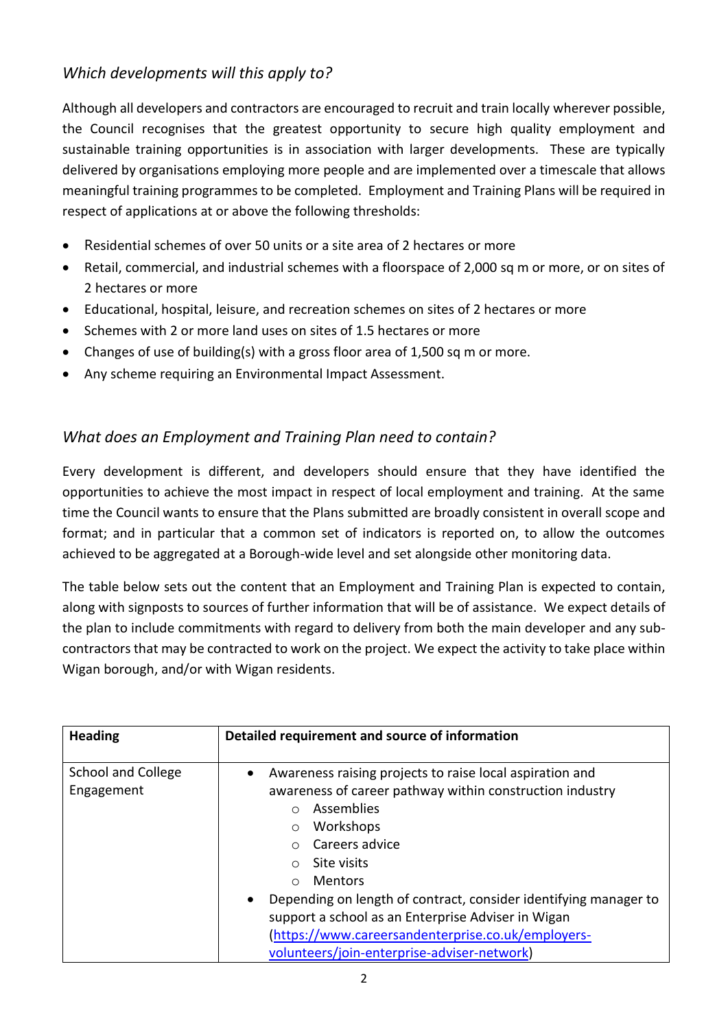## *Which developments will this apply to?*

Although all developers and contractors are encouraged to recruit and train locally wherever possible, the Council recognises that the greatest opportunity to secure high quality employment and sustainable training opportunities is in association with larger developments. These are typically delivered by organisations employing more people and are implemented over a timescale that allows meaningful training programmes to be completed. Employment and Training Plans will be required in respect of applications at or above the following thresholds:

- Residential schemes of over 50 units or a site area of 2 hectares or more
- Retail, commercial, and industrial schemes with a floorspace of 2,000 sq m or more, or on sites of 2 hectares or more
- Educational, hospital, leisure, and recreation schemes on sites of 2 hectares or more
- Schemes with 2 or more land uses on sites of 1.5 hectares or more
- Changes of use of building(s) with a gross floor area of 1,500 sq m or more.
- Any scheme requiring an Environmental Impact Assessment.

## *What does an Employment and Training Plan need to contain?*

Every development is different, and developers should ensure that they have identified the opportunities to achieve the most impact in respect of local employment and training. At the same time the Council wants to ensure that the Plans submitted are broadly consistent in overall scope and format; and in particular that a common set of indicators is reported on, to allow the outcomes achieved to be aggregated at a Borough-wide level and set alongside other monitoring data.

The table below sets out the content that an Employment and Training Plan is expected to contain, along with signposts to sources of further information that will be of assistance. We expect details of the plan to include commitments with regard to delivery from both the main developer and any sub-contractors that may be contracted to work on the project. We expect the activity to take place within Wigan borough, and/or with Wigan residents.

| Heading | Detailed requirement and source of information |
|---|---|
| School and College Engagement | • Awareness raising projects to raise local aspiration and awareness of career pathway within construction industry<br>  ○ Assemblies<br>  ○ Workshops<br>  ○ Careers advice<br>  ○ Site visits<br>  ○ Mentors<br>• Depending on length of contract, consider identifying manager to support a school as an Enterprise Adviser in Wigan ([https://www.careersandenterprise.co.uk/employers-volunteers/join-enterprise-adviser-network](https://www.careersandenterprise.co.uk/employers-volunteers/join-enterprise-adviser-network)) |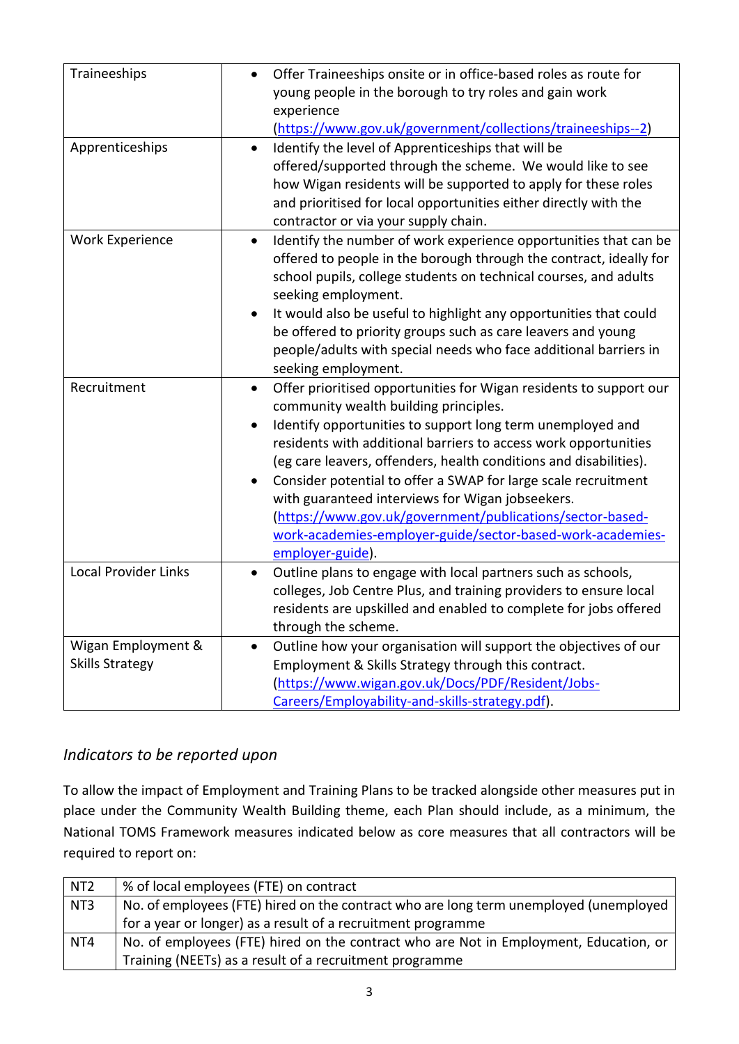| | |
|---|---|
| Traineeships | • Offer Traineeships onsite or in office-based roles as route for young people in the borough to try roles and gain work experience (https://www.gov.uk/government/collections/traineeships--2) |
| Apprenticeships | • Identify the level of Apprenticeships that will be offered/supported through the scheme. We would like to see how Wigan residents will be supported to apply for these roles and prioritised for local opportunities either directly with the contractor or via your supply chain. |
| Work Experience | • Identify the number of work experience opportunities that can be offered to people in the borough through the contract, ideally for school pupils, college students on technical courses, and adults seeking employment.<br>• It would also be useful to highlight any opportunities that could be offered to priority groups such as care leavers and young people/adults with special needs who face additional barriers in seeking employment. |
| Recruitment | • Offer prioritised opportunities for Wigan residents to support our community wealth building principles.<br>• Identify opportunities to support long term unemployed and residents with additional barriers to access work opportunities (eg care leavers, offenders, health conditions and disabilities).<br>• Consider potential to offer a SWAP for large scale recruitment with guaranteed interviews for Wigan jobseekers. (https://www.gov.uk/government/publications/sector-based-work-academies-employer-guide/sector-based-work-academies-employer-guide). |
| Local Provider Links | • Outline plans to engage with local partners such as schools, colleges, Job Centre Plus, and training providers to ensure local residents are upskilled and enabled to complete for jobs offered through the scheme. |
| Wigan Employment & Skills Strategy | • Outline how your organisation will support the objectives of our Employment & Skills Strategy through this contract. (https://www.wigan.gov.uk/Docs/PDF/Resident/Jobs-Careers/Employability-and-skills-strategy.pdf). |

### *Indicators to be reported upon*

To allow the impact of Employment and Training Plans to be tracked alongside other measures put in place under the Community Wealth Building theme, each Plan should include, as a minimum, the National TOMS Framework measures indicated below as core measures that all contractors will be required to report on:

| | |
|---|---|
| NT2 | % of local employees (FTE) on contract |
| NT3 | No. of employees (FTE) hired on the contract who are long term unemployed (unemployed for a year or longer) as a result of a recruitment programme |
| NT4 | No. of employees (FTE) hired on the contract who are Not in Employment, Education, or Training (NEETs) as a result of a recruitment programme |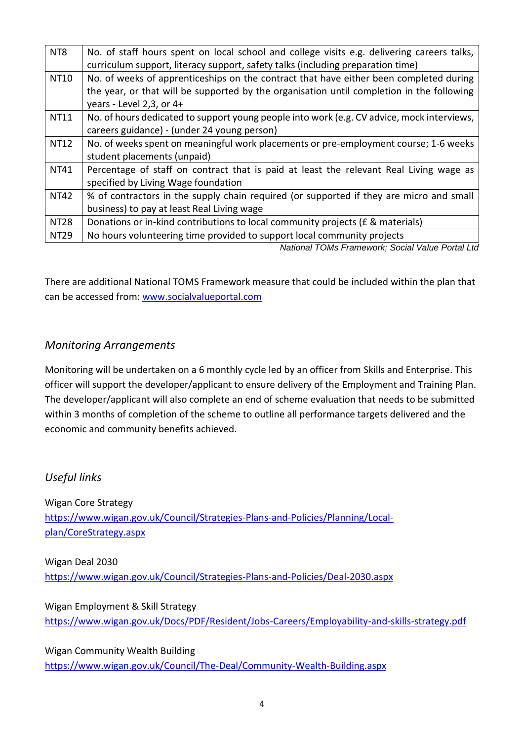| NT8 | No. of staff hours spent on local school and college visits e.g. delivering careers talks, curriculum support, literacy support, safety talks (including preparation time) |
|---|---|
| NT10 | No. of weeks of apprenticeships on the contract that have either been completed during the year, or that will be supported by the organisation until completion in the following years - Level 2,3, or 4+ |
| NT11 | No. of hours dedicated to support young people into work (e.g. CV advice, mock interviews, careers guidance) - (under 24 young person) |
| NT12 | No. of weeks spent on meaningful work placements or pre-employment course; 1-6 weeks student placements (unpaid) |
| NT41 | Percentage of staff on contract that is paid at least the relevant Real Living wage as specified by Living Wage foundation |
| NT42 | % of contractors in the supply chain required (or supported if they are micro and small business) to pay at least Real Living wage |
| NT28 | Donations or in-kind contributions to local community projects (£ & materials) |
| NT29 | No hours volunteering time provided to support local community projects |

*National TOMs Framework; Social Value Portal Ltd*

There are additional National TOMS Framework measure that could be included within the plan that can be accessed from: [www.socialvalueportal.com](http://www.socialvalueportal.com)

## *Monitoring Arrangements*

Monitoring will be undertaken on a 6 monthly cycle led by an officer from Skills and Enterprise. This officer will support the developer/applicant to ensure delivery of the Employment and Training Plan. The developer/applicant will also complete an end of scheme evaluation that needs to be submitted within 3 months of completion of the scheme to outline all performance targets delivered and the economic and community benefits achieved.

## *Useful links*

Wigan Core Strategy
[https://www.wigan.gov.uk/Council/Strategies-Plans-and-Policies/Planning/Local-plan/CoreStrategy.aspx](https://www.wigan.gov.uk/Council/Strategies-Plans-and-Policies/Planning/Local-plan/CoreStrategy.aspx)

Wigan Deal 2030
[https://www.wigan.gov.uk/Council/Strategies-Plans-and-Policies/Deal-2030.aspx](https://www.wigan.gov.uk/Council/Strategies-Plans-and-Policies/Deal-2030.aspx)

Wigan Employment & Skill Strategy
[https://www.wigan.gov.uk/Docs/PDF/Resident/Jobs-Careers/Employability-and-skills-strategy.pdf](https://www.wigan.gov.uk/Docs/PDF/Resident/Jobs-Careers/Employability-and-skills-strategy.pdf)

Wigan Community Wealth Building
[https://www.wigan.gov.uk/Council/The-Deal/Community-Wealth-Building.aspx](https://www.wigan.gov.uk/Council/The-Deal/Community-Wealth-Building.aspx)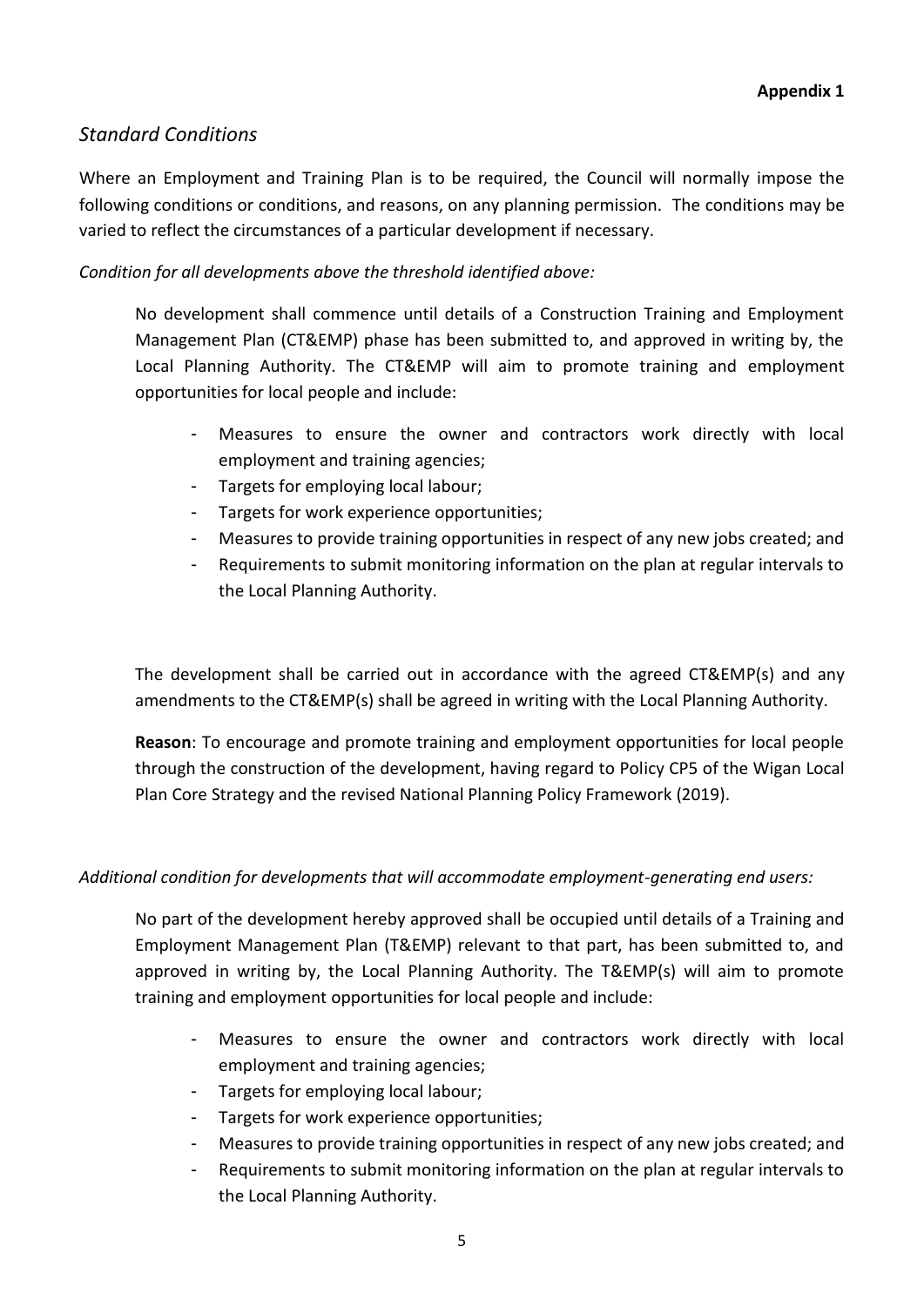**Appendix 1**

## *Standard Conditions*

Where an Employment and Training Plan is to be required, the Council will normally impose the following conditions or conditions, and reasons, on any planning permission. The conditions may be varied to reflect the circumstances of a particular development if necessary.

*Condition for all developments above the threshold identified above:*

> No development shall commence until details of a Construction Training and Employment Management Plan (CT&EMP) phase has been submitted to, and approved in writing by, the Local Planning Authority. The CT&EMP will aim to promote training and employment opportunities for local people and include:
>
> - Measures to ensure the owner and contractors work directly with local employment and training agencies;
> - Targets for employing local labour;
> - Targets for work experience opportunities;
> - Measures to provide training opportunities in respect of any new jobs created; and
> - Requirements to submit monitoring information on the plan at regular intervals to the Local Planning Authority.
>
> The development shall be carried out in accordance with the agreed CT&EMP(s) and any amendments to the CT&EMP(s) shall be agreed in writing with the Local Planning Authority.
>
> **Reason**: To encourage and promote training and employment opportunities for local people through the construction of the development, having regard to Policy CP5 of the Wigan Local Plan Core Strategy and the revised National Planning Policy Framework (2019).

*Additional condition for developments that will accommodate employment-generating end users:*

> No part of the development hereby approved shall be occupied until details of a Training and Employment Management Plan (T&EMP) relevant to that part, has been submitted to, and approved in writing by, the Local Planning Authority. The T&EMP(s) will aim to promote training and employment opportunities for local people and include:
>
> - Measures to ensure the owner and contractors work directly with local employment and training agencies;
> - Targets for employing local labour;
> - Targets for work experience opportunities;
> - Measures to provide training opportunities in respect of any new jobs created; and
> - Requirements to submit monitoring information on the plan at regular intervals to the Local Planning Authority.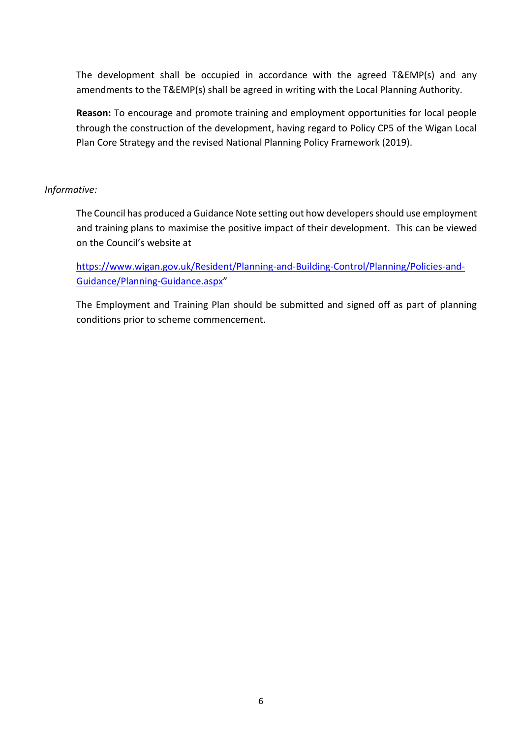The development shall be occupied in accordance with the agreed T&EMP(s) and any amendments to the T&EMP(s) shall be agreed in writing with the Local Planning Authority.

**Reason:** To encourage and promote training and employment opportunities for local people through the construction of the development, having regard to Policy CP5 of the Wigan Local Plan Core Strategy and the revised National Planning Policy Framework (2019).

*Informative:*

The Council has produced a Guidance Note setting out how developers should use employment and training plans to maximise the positive impact of their development. This can be viewed on the Council's website at

https://www.wigan.gov.uk/Resident/Planning-and-Building-Control/Planning/Policies-and-Guidance/Planning-Guidance.aspx"

The Employment and Training Plan should be submitted and signed off as part of planning conditions prior to scheme commencement.